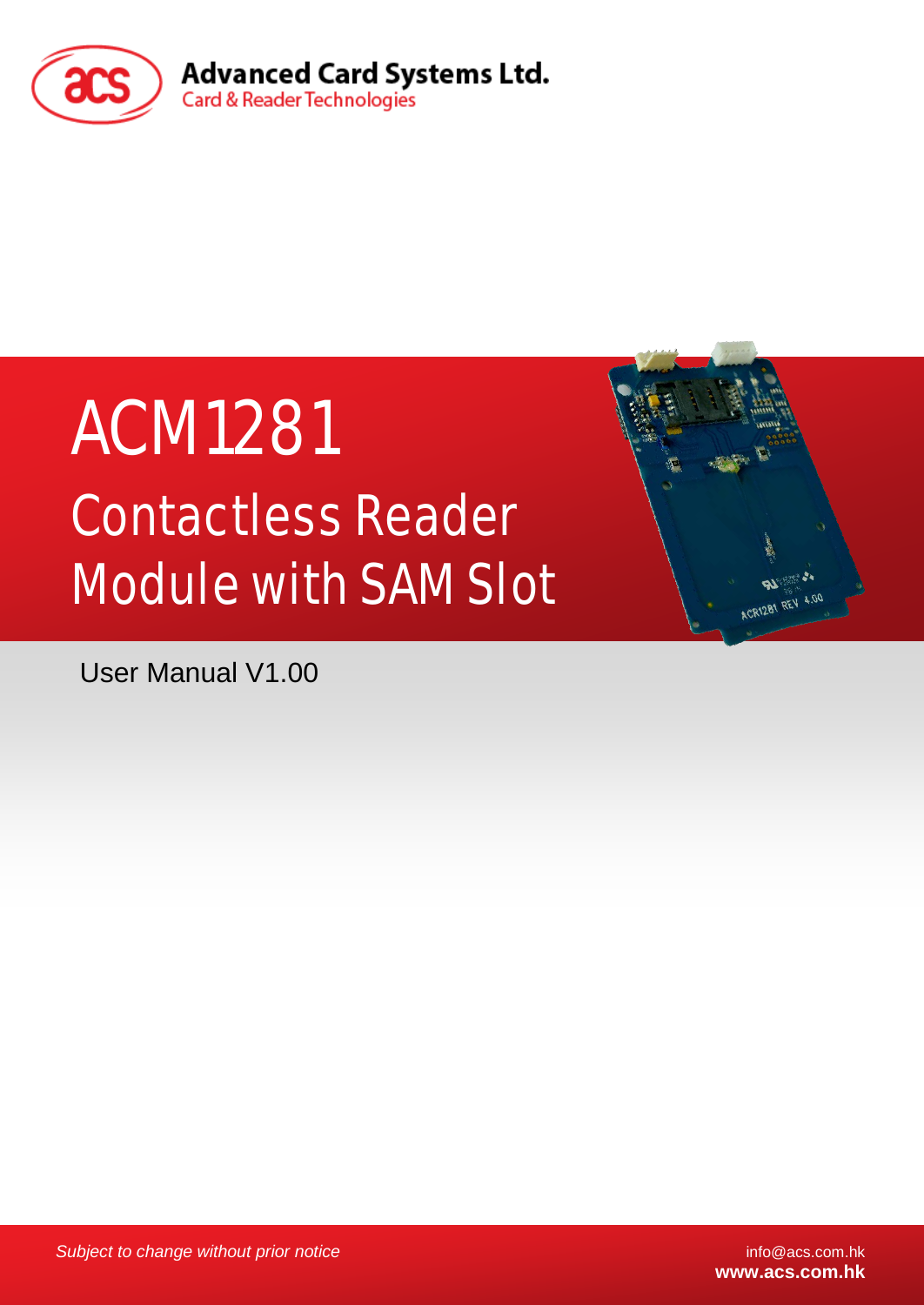Advanced Card Systems Ltd.
Card & Reader Technologies

# ACM1281

## Contactless Reader Module with SAM Slot

User Manual V1.00

*Subject to change without prior notice*

info@acs.com.hk
**www.acs.com.hk**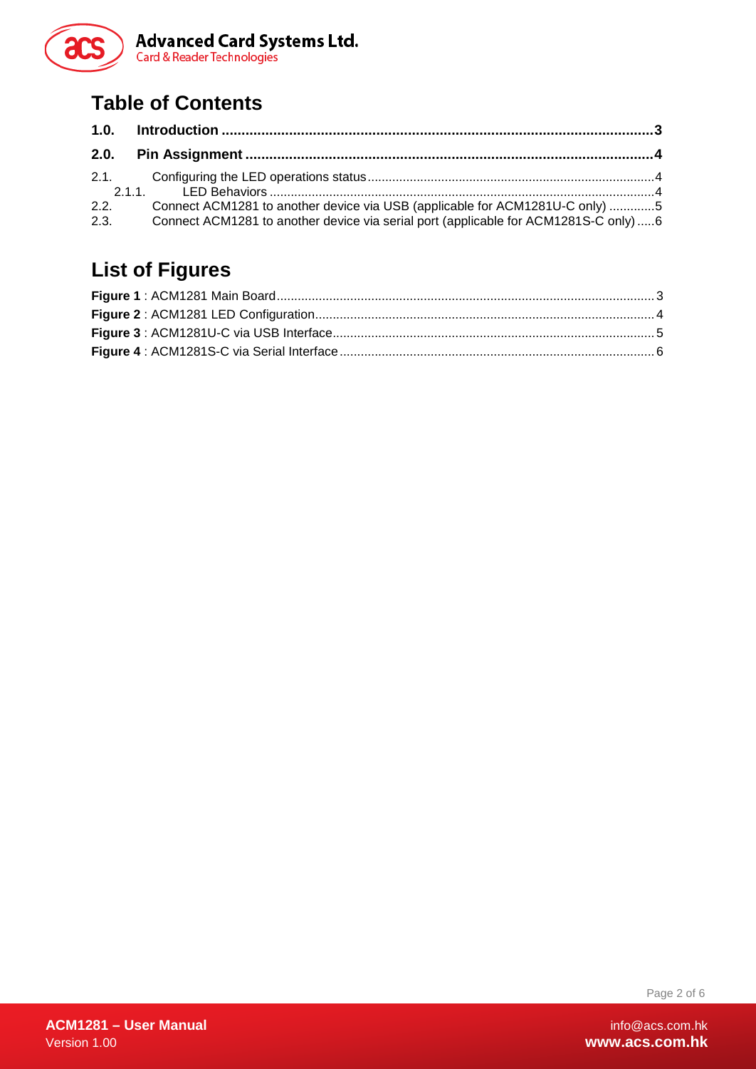# Table of Contents

**1.0. Introduction ............................................................................................................3**

**2.0. Pin Assignment .......................................................................................................4**

2.1. Configuring the LED operations status ...................................................................................4

2.1.1. LED Behaviors ..........................................................................................................4

2.2. Connect ACM1281 to another device via USB (applicable for ACM1281U-C only) .............5

2.3. Connect ACM1281 to another device via serial port (applicable for ACM1281S-C only) .....6

# List of Figures

**Figure 1** : ACM1281 Main Board...........................................................................................................3

**Figure 2** : ACM1281 LED Configuration.................................................................................................4

**Figure 3** : ACM1281U-C via USB Interface............................................................................................5

**Figure 4** : ACM1281S-C via Serial Interface..........................................................................................6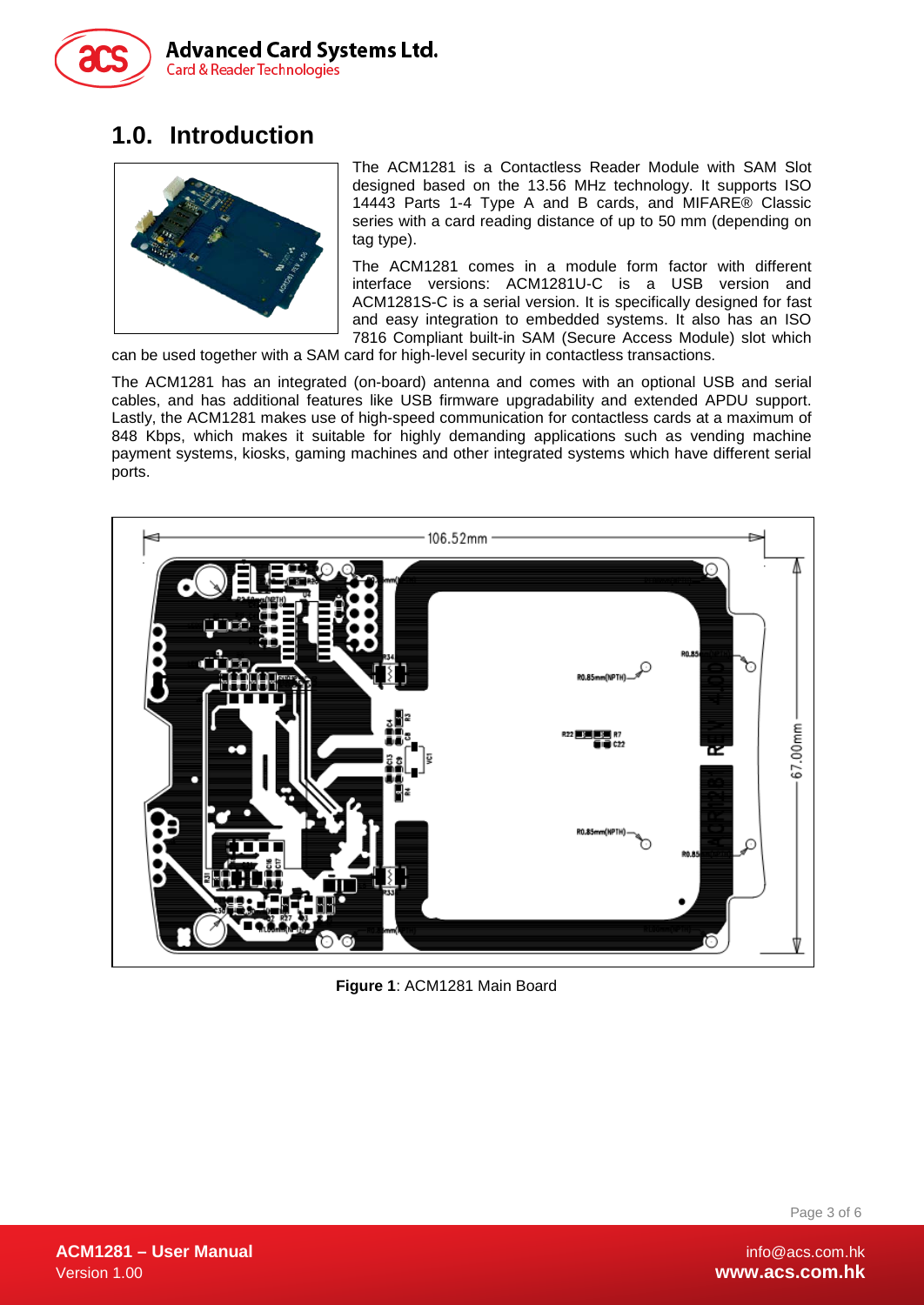# 1.0. Introduction

The ACM1281 is a Contactless Reader Module with SAM Slot designed based on the 13.56 MHz technology. It supports ISO 14443 Parts 1-4 Type A and B cards, and MIFARE® Classic series with a card reading distance of up to 50 mm (depending on tag type).

The ACM1281 comes in a module form factor with different interface versions: ACM1281U-C is a USB version and ACM1281S-C is a serial version. It is specifically designed for fast and easy integration to embedded systems. It also has an ISO 7816 Compliant built-in SAM (Secure Access Module) slot which can be used together with a SAM card for high-level security in contactless transactions.

The ACM1281 has an integrated (on-board) antenna and comes with an optional USB and serial cables, and has additional features like USB firmware upgradability and extended APDU support. Lastly, the ACM1281 makes use of high-speed communication for contactless cards at a maximum of 848 Kbps, which makes it suitable for highly demanding applications such as vending machine payment systems, kiosks, gaming machines and other integrated systems which have different serial ports.

**Figure 1**: ACM1281 Main Board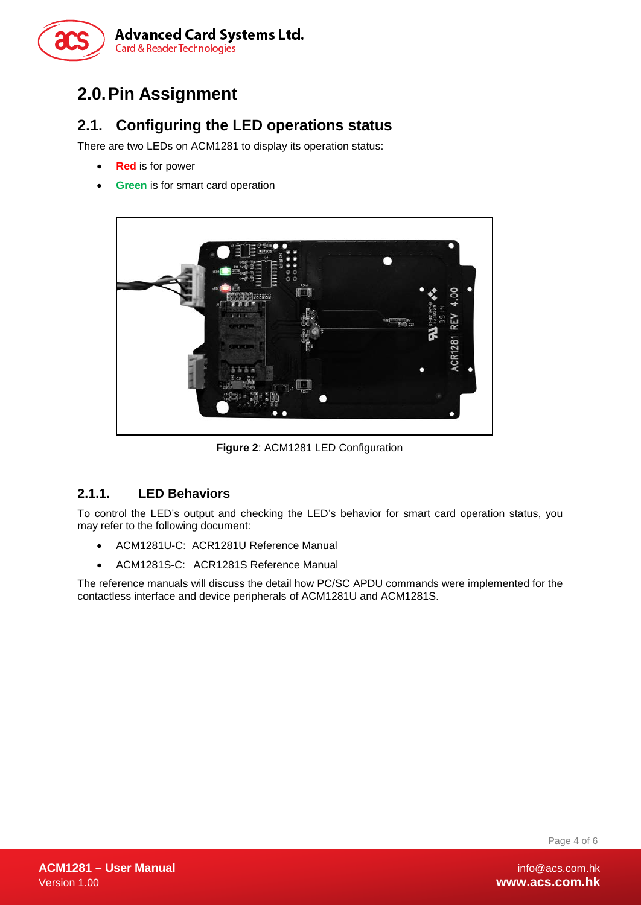# 2.0. Pin Assignment

## 2.1. Configuring the LED operations status

There are two LEDs on ACM1281 to display its operation status:

- **Red** is for power
- **Green** is for smart card operation

**Figure 2**: ACM1281 LED Configuration

### 2.1.1. LED Behaviors

To control the LED's output and checking the LED's behavior for smart card operation status, you may refer to the following document:

- ACM1281U-C: ACR1281U Reference Manual
- ACM1281S-C: ACR1281S Reference Manual

The reference manuals will discuss the detail how PC/SC APDU commands were implemented for the contactless interface and device peripherals of ACM1281U and ACM1281S.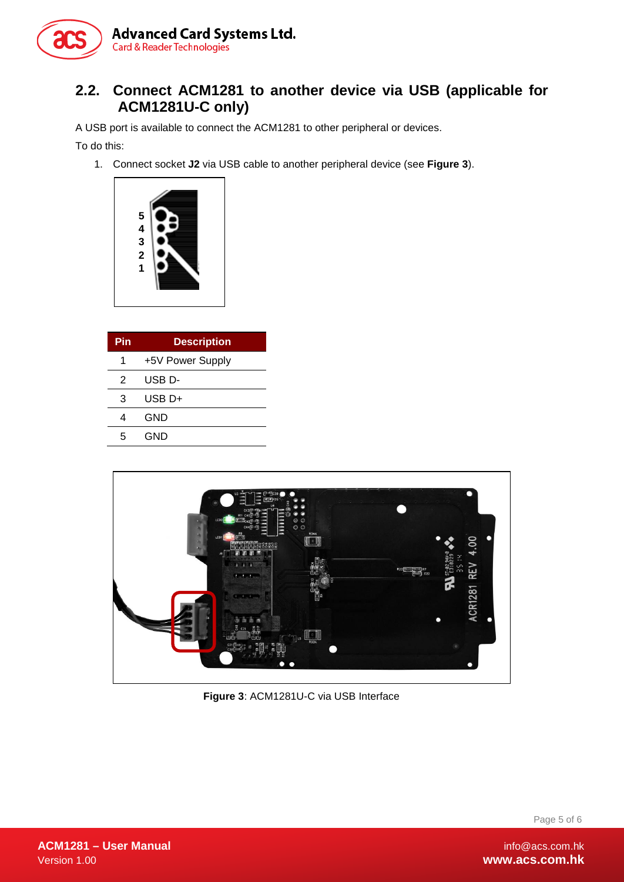## 2.2. Connect ACM1281 to another device via USB (applicable for ACM1281U-C only)

A USB port is available to connect the ACM1281 to other peripheral or devices.

To do this:

1. Connect socket **J2** via USB cable to another peripheral device (see **Figure 3**).

| Pin | Description |
|---|---|
| 1 | +5V Power Supply |
| 2 | USB D- |
| 3 | USB D+ |
| 4 | GND |
| 5 | GND |

**Figure 3**: ACM1281U-C via USB Interface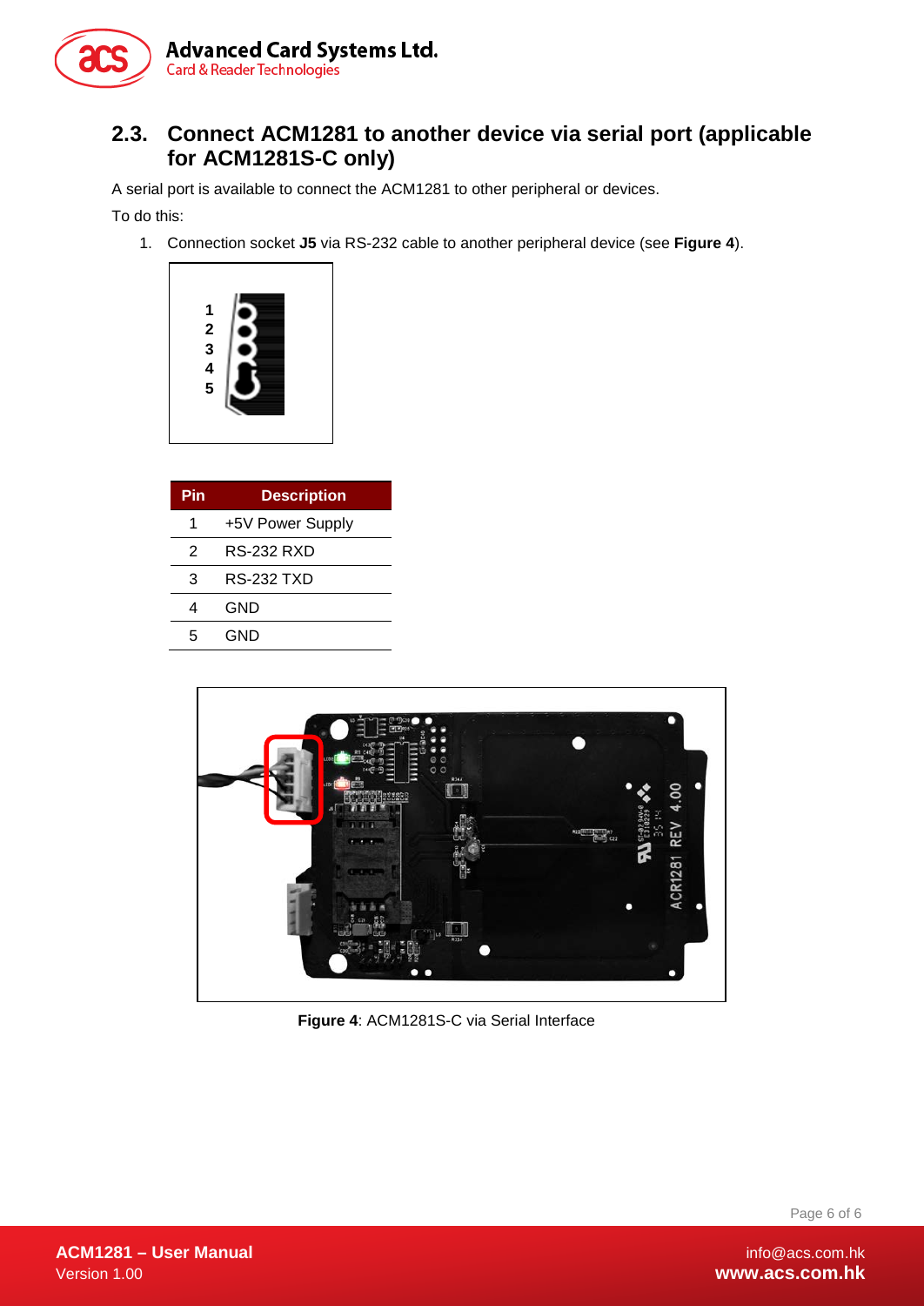## 2.3. Connect ACM1281 to another device via serial port (applicable for ACM1281S-C only)

A serial port is available to connect the ACM1281 to other peripheral or devices.

To do this:

1. Connection socket **J5** via RS-232 cable to another peripheral device (see **Figure 4**).

| Pin | Description |
|---|---|
| 1 | +5V Power Supply |
| 2 | RS-232 RXD |
| 3 | RS-232 TXD |
| 4 | GND |
| 5 | GND |

**Figure 4**: ACM1281S-C via Serial Interface